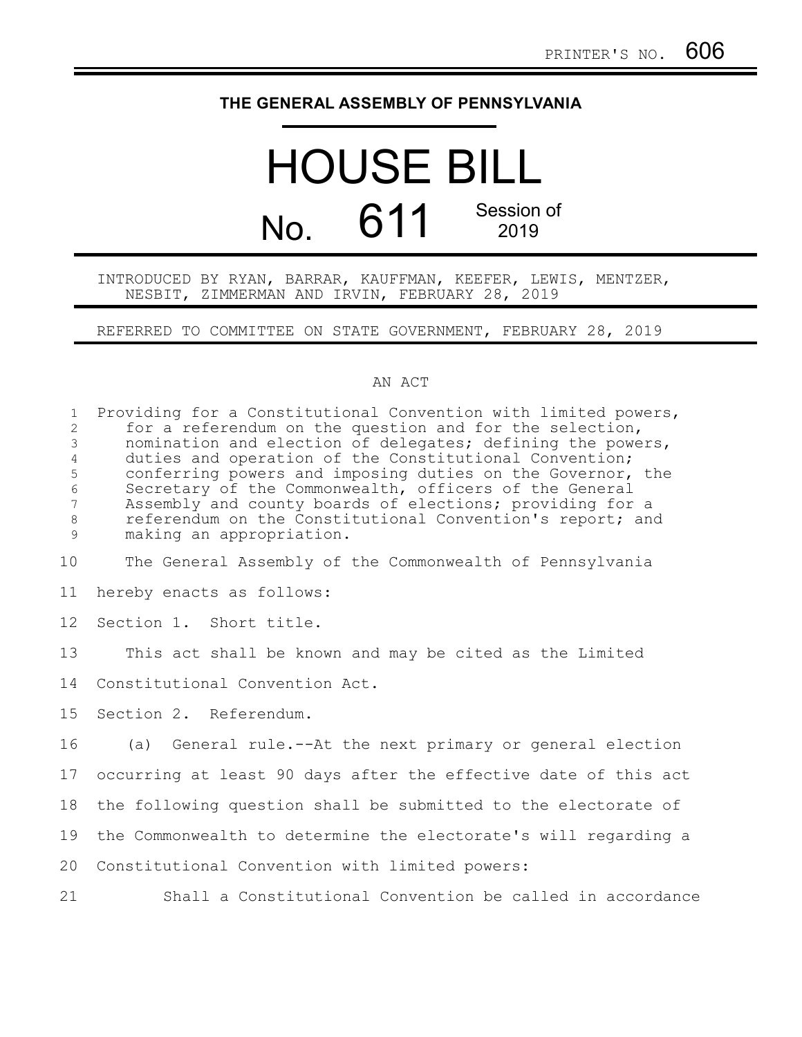PRINTER'S NO. 606

# THE GENERAL ASSEMBLY OF PENNSYLVANIA

# HOUSE BILL

## No. 611 Session of 2019

INTRODUCED BY RYAN, BARRAR, KAUFFMAN, KEEFER, LEWIS, MENTZER, NESBIT, ZIMMERMAN AND IRVIN, FEBRUARY 28, 2019

REFERRED TO COMMITTEE ON STATE GOVERNMENT, FEBRUARY 28, 2019

AN ACT

Providing for a Constitutional Convention with limited powers, for a referendum on the question and for the selection, nomination and election of delegates; defining the powers, duties and operation of the Constitutional Convention; conferring powers and imposing duties on the Governor, the Secretary of the Commonwealth, officers of the General Assembly and county boards of elections; providing for a referendum on the Constitutional Convention's report; and making an appropriation.

The General Assembly of the Commonwealth of Pennsylvania hereby enacts as follows:

Section 1. Short title.

This act shall be known and may be cited as the Limited Constitutional Convention Act.

Section 2. Referendum.

(a) General rule.--At the next primary or general election occurring at least 90 days after the effective date of this act the following question shall be submitted to the electorate of the Commonwealth to determine the electorate's will regarding a Constitutional Convention with limited powers:

Shall a Constitutional Convention be called in accordance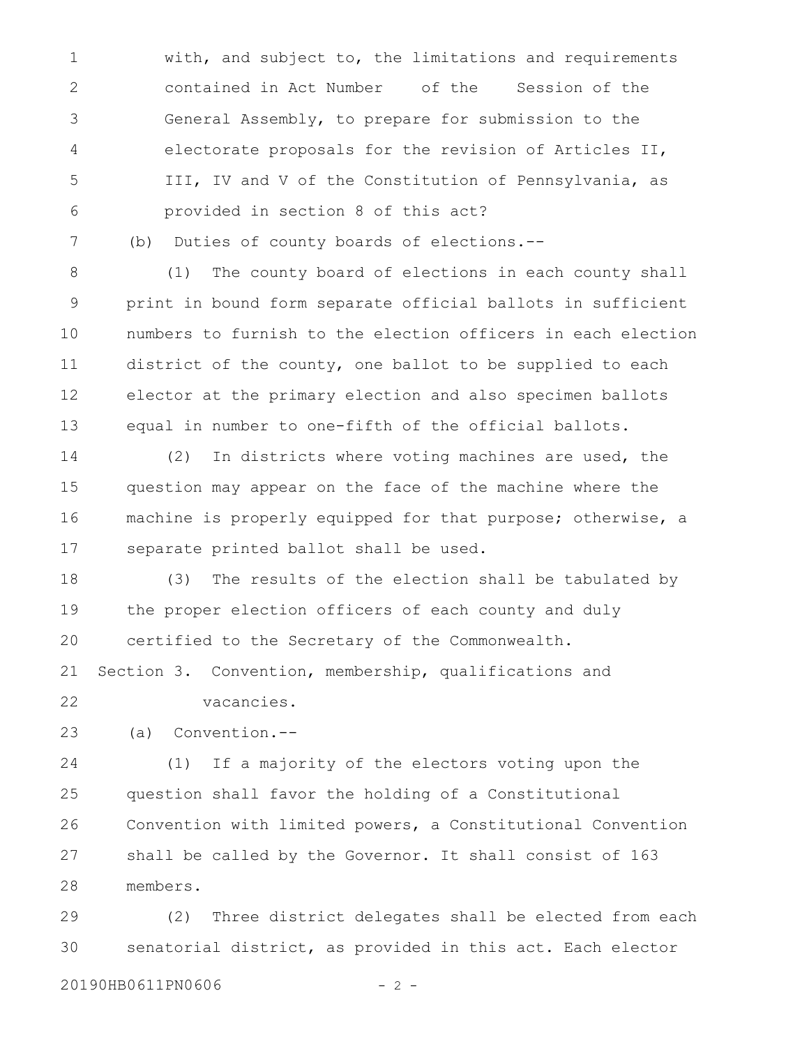with, and subject to, the limitations and requirements contained in Act Number    of the    Session of the General Assembly, to prepare for submission to the electorate proposals for the revision of Articles II, III, IV and V of the Constitution of Pennsylvania, as provided in section 8 of this act?

(b) Duties of county boards of elections.--

(1) The county board of elections in each county shall print in bound form separate official ballots in sufficient numbers to furnish to the election officers in each election district of the county, one ballot to be supplied to each elector at the primary election and also specimen ballots equal in number to one-fifth of the official ballots.

(2) In districts where voting machines are used, the question may appear on the face of the machine where the machine is properly equipped for that purpose; otherwise, a separate printed ballot shall be used.

(3) The results of the election shall be tabulated by the proper election officers of each county and duly certified to the Secretary of the Commonwealth.

Section 3. Convention, membership, qualifications and vacancies.

(a) Convention.--

(1) If a majority of the electors voting upon the question shall favor the holding of a Constitutional Convention with limited powers, a Constitutional Convention shall be called by the Governor. It shall consist of 163 members.

(2) Three district delegates shall be elected from each senatorial district, as provided in this act. Each elector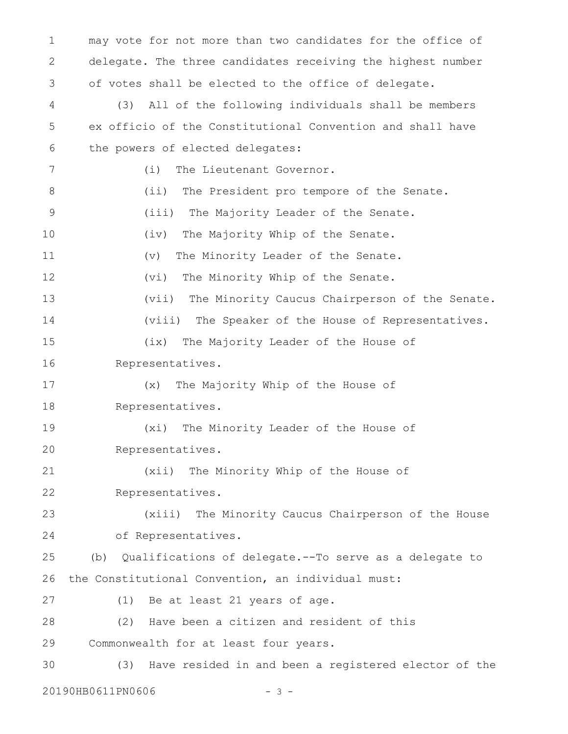may vote for not more than two candidates for the office of delegate. The three candidates receiving the highest number of votes shall be elected to the office of delegate.

(3) All of the following individuals shall be members ex officio of the Constitutional Convention and shall have the powers of elected delegates:

(i) The Lieutenant Governor.

(ii) The President pro tempore of the Senate.

(iii) The Majority Leader of the Senate.

(iv) The Majority Whip of the Senate.

(v) The Minority Leader of the Senate.

(vi) The Minority Whip of the Senate.

(vii) The Minority Caucus Chairperson of the Senate.

(viii) The Speaker of the House of Representatives.

(ix) The Majority Leader of the House of Representatives.

(x) The Majority Whip of the House of Representatives.

(xi) The Minority Leader of the House of Representatives.

(xii) The Minority Whip of the House of Representatives.

(xiii) The Minority Caucus Chairperson of the House of Representatives.

(b) Qualifications of delegate.--To serve as a delegate to the Constitutional Convention, an individual must:

(1) Be at least 21 years of age.

(2) Have been a citizen and resident of this Commonwealth for at least four years.

(3) Have resided in and been a registered elector of the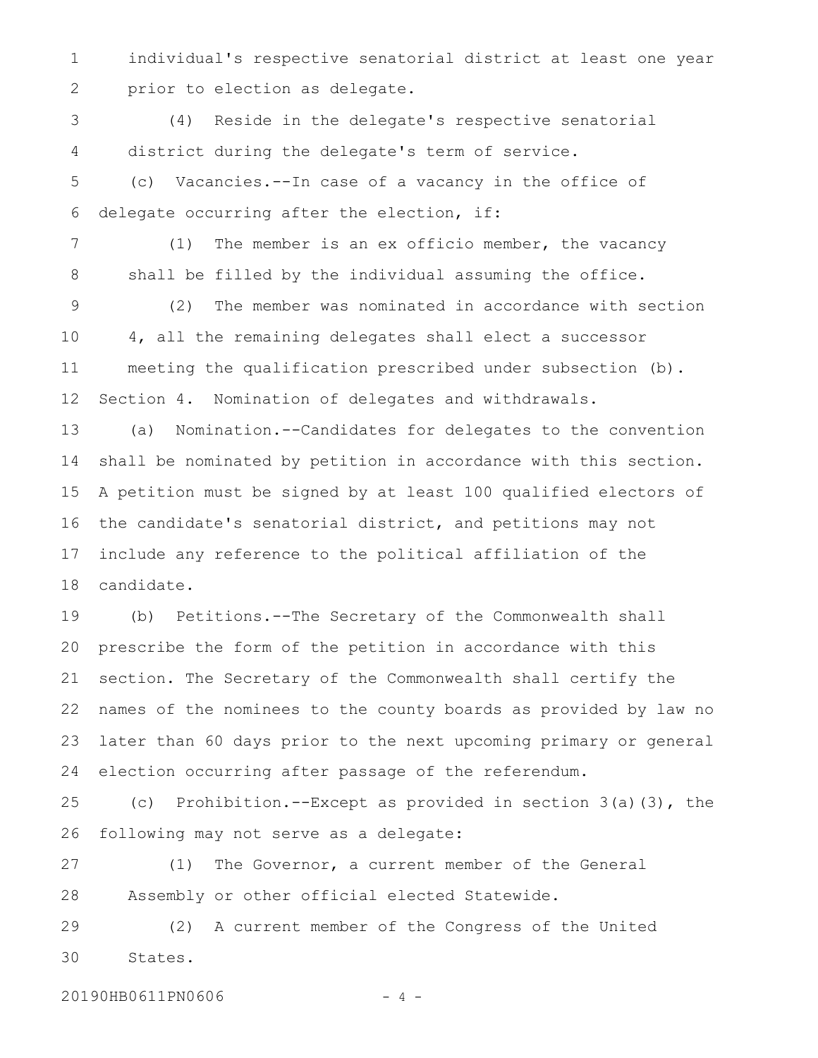individual's respective senatorial district at least one year prior to election as delegate.

(4) Reside in the delegate's respective senatorial district during the delegate's term of service.

(c) Vacancies.--In case of a vacancy in the office of delegate occurring after the election, if:

(1) The member is an ex officio member, the vacancy shall be filled by the individual assuming the office.

(2) The member was nominated in accordance with section 4, all the remaining delegates shall elect a successor meeting the qualification prescribed under subsection (b).

Section 4. Nomination of delegates and withdrawals.

(a) Nomination.--Candidates for delegates to the convention shall be nominated by petition in accordance with this section. A petition must be signed by at least 100 qualified electors of the candidate's senatorial district, and petitions may not include any reference to the political affiliation of the candidate.

(b) Petitions.--The Secretary of the Commonwealth shall prescribe the form of the petition in accordance with this section. The Secretary of the Commonwealth shall certify the names of the nominees to the county boards as provided by law no later than 60 days prior to the next upcoming primary or general election occurring after passage of the referendum.

(c) Prohibition.--Except as provided in section 3(a)(3), the following may not serve as a delegate:

(1) The Governor, a current member of the General Assembly or other official elected Statewide.

(2) A current member of the Congress of the United States.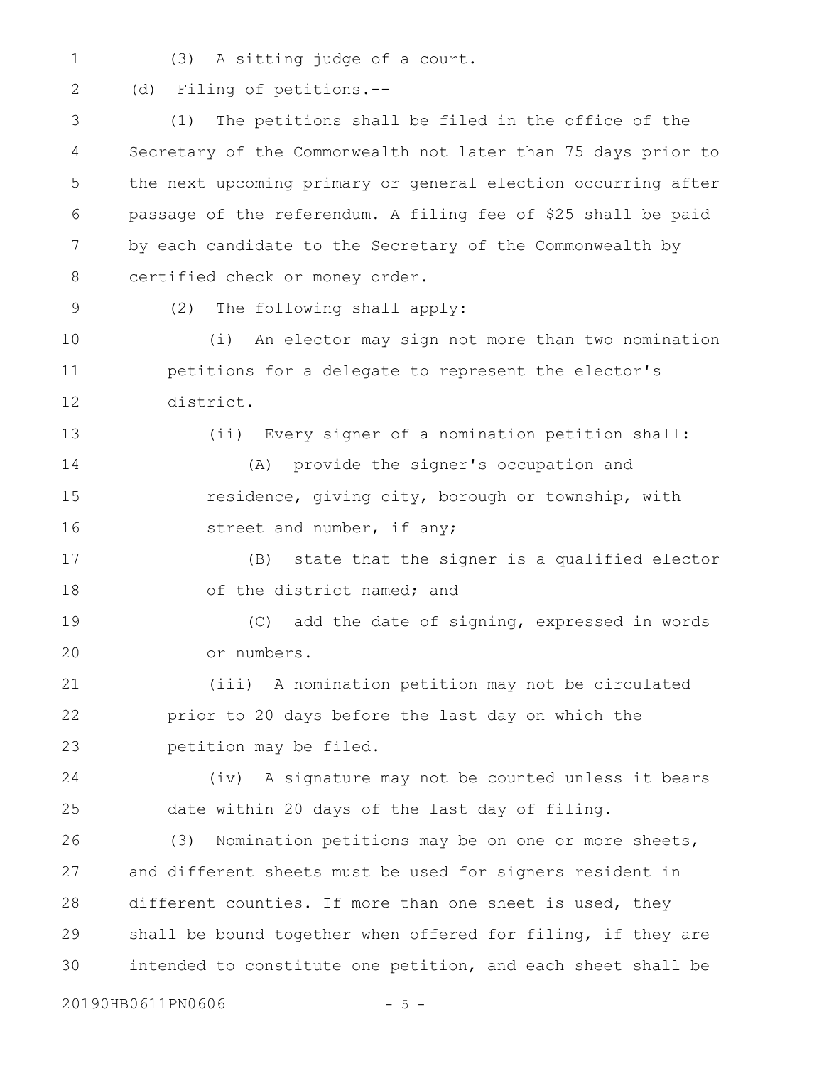(3) A sitting judge of a court.

(d) Filing of petitions.--

(1) The petitions shall be filed in the office of the Secretary of the Commonwealth not later than 75 days prior to the next upcoming primary or general election occurring after passage of the referendum. A filing fee of $25 shall be paid by each candidate to the Secretary of the Commonwealth by certified check or money order.

(2) The following shall apply:

(i) An elector may sign not more than two nomination petitions for a delegate to represent the elector's district.

(ii) Every signer of a nomination petition shall:

(A) provide the signer's occupation and residence, giving city, borough or township, with street and number, if any;

(B) state that the signer is a qualified elector of the district named; and

(C) add the date of signing, expressed in words or numbers.

(iii) A nomination petition may not be circulated prior to 20 days before the last day on which the petition may be filed.

(iv) A signature may not be counted unless it bears date within 20 days of the last day of filing.

(3) Nomination petitions may be on one or more sheets, and different sheets must be used for signers resident in different counties. If more than one sheet is used, they shall be bound together when offered for filing, if they are intended to constitute one petition, and each sheet shall be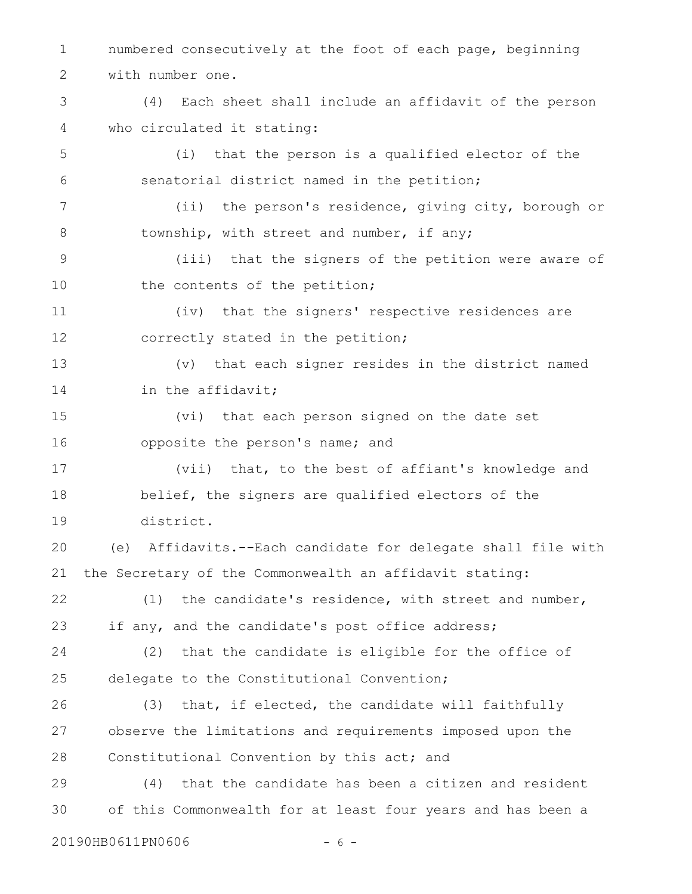numbered consecutively at the foot of each page, beginning with number one.

(4) Each sheet shall include an affidavit of the person who circulated it stating:

(i) that the person is a qualified elector of the senatorial district named in the petition;

(ii) the person's residence, giving city, borough or township, with street and number, if any;

(iii) that the signers of the petition were aware of the contents of the petition;

(iv) that the signers' respective residences are correctly stated in the petition;

(v) that each signer resides in the district named in the affidavit;

(vi) that each person signed on the date set opposite the person's name; and

(vii) that, to the best of affiant's knowledge and belief, the signers are qualified electors of the district.

(e) Affidavits.--Each candidate for delegate shall file with the Secretary of the Commonwealth an affidavit stating:

(1) the candidate's residence, with street and number, if any, and the candidate's post office address;

(2) that the candidate is eligible for the office of delegate to the Constitutional Convention;

(3) that, if elected, the candidate will faithfully observe the limitations and requirements imposed upon the Constitutional Convention by this act; and

(4) that the candidate has been a citizen and resident of this Commonwealth for at least four years and has been a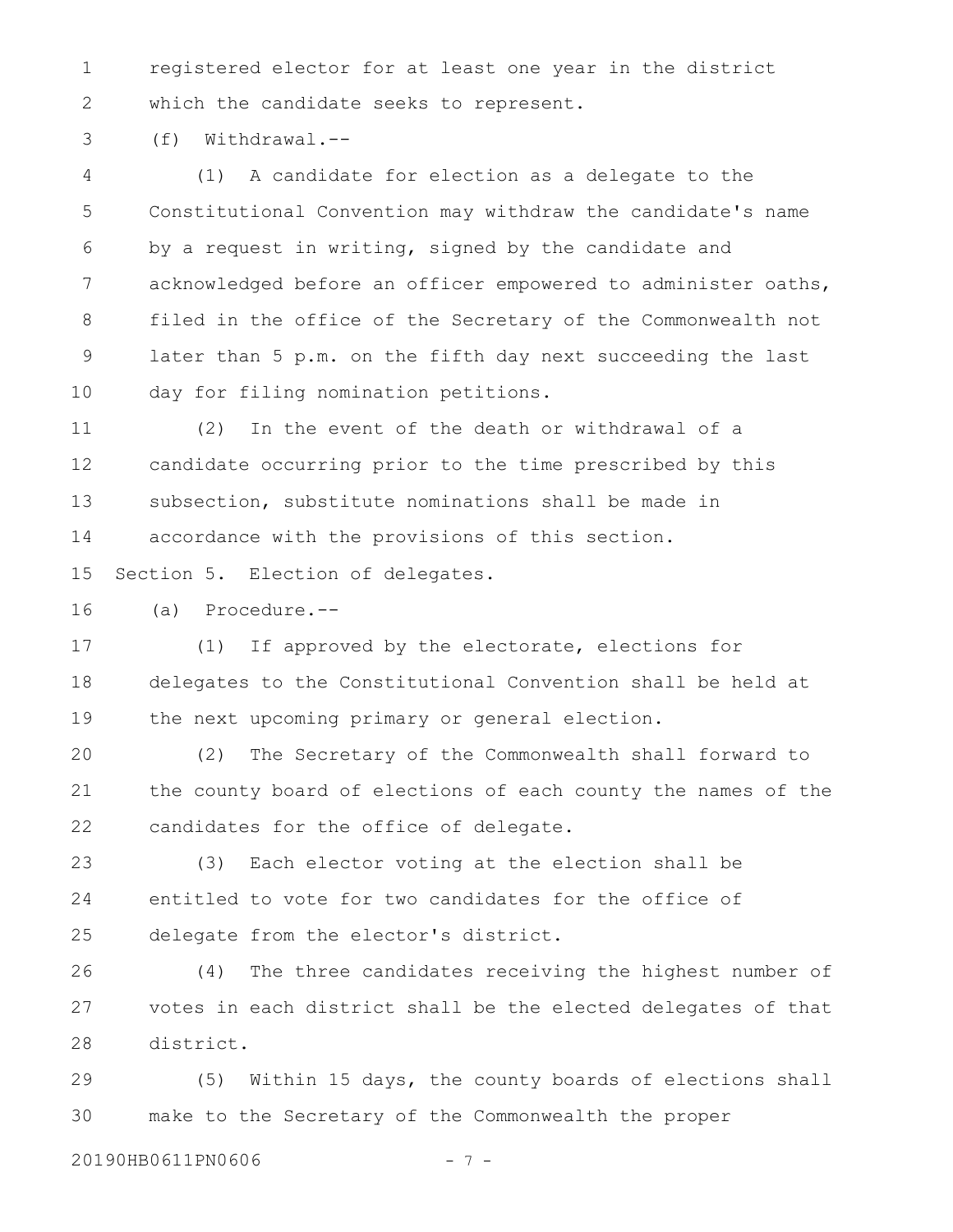registered elector for at least one year in the district which the candidate seeks to represent.

(f) Withdrawal.--

(1) A candidate for election as a delegate to the Constitutional Convention may withdraw the candidate's name by a request in writing, signed by the candidate and acknowledged before an officer empowered to administer oaths, filed in the office of the Secretary of the Commonwealth not later than 5 p.m. on the fifth day next succeeding the last day for filing nomination petitions.

(2) In the event of the death or withdrawal of a candidate occurring prior to the time prescribed by this subsection, substitute nominations shall be made in accordance with the provisions of this section.

Section 5. Election of delegates.

(a) Procedure.--

(1) If approved by the electorate, elections for delegates to the Constitutional Convention shall be held at the next upcoming primary or general election.

(2) The Secretary of the Commonwealth shall forward to the county board of elections of each county the names of the candidates for the office of delegate.

(3) Each elector voting at the election shall be entitled to vote for two candidates for the office of delegate from the elector's district.

(4) The three candidates receiving the highest number of votes in each district shall be the elected delegates of that district.

(5) Within 15 days, the county boards of elections shall make to the Secretary of the Commonwealth the proper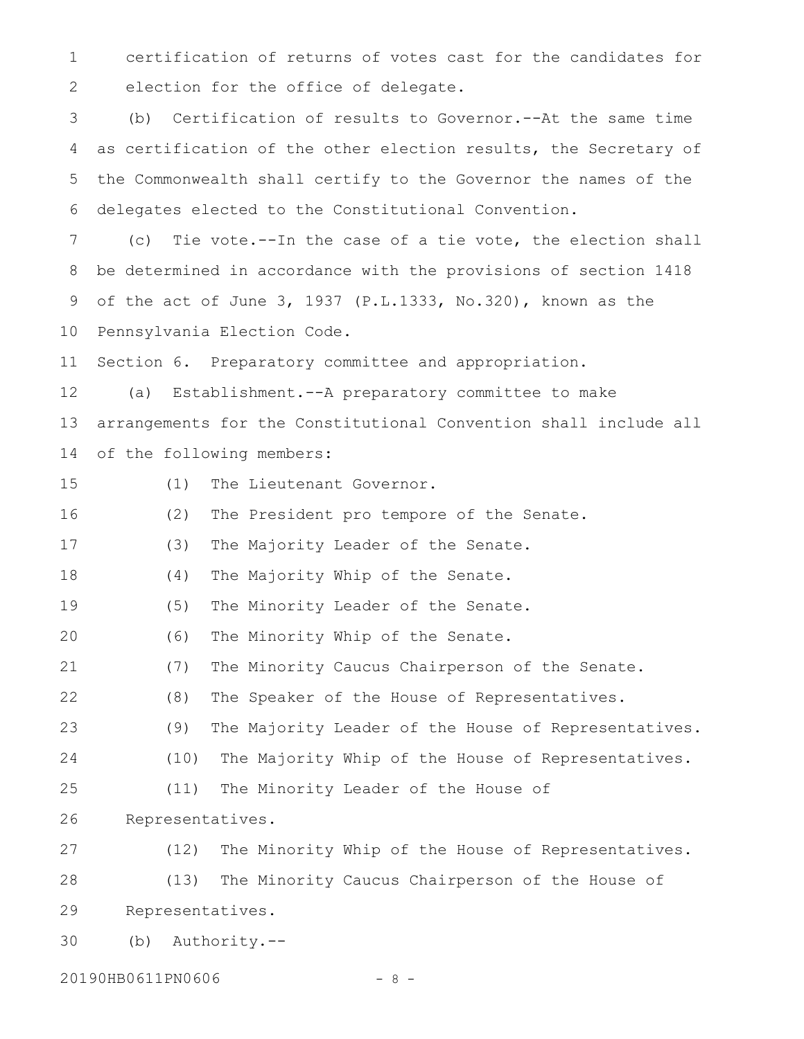certification of returns of votes cast for the candidates for election for the office of delegate.

(b) Certification of results to Governor.--At the same time as certification of the other election results, the Secretary of the Commonwealth shall certify to the Governor the names of the delegates elected to the Constitutional Convention.

(c) Tie vote.--In the case of a tie vote, the election shall be determined in accordance with the provisions of section 1418 of the act of June 3, 1937 (P.L.1333, No.320), known as the Pennsylvania Election Code.

Section 6. Preparatory committee and appropriation.

(a) Establishment.--A preparatory committee to make arrangements for the Constitutional Convention shall include all of the following members:

(1) The Lieutenant Governor.

(2) The President pro tempore of the Senate.

(3) The Majority Leader of the Senate.

(4) The Majority Whip of the Senate.

(5) The Minority Leader of the Senate.

(6) The Minority Whip of the Senate.

(7) The Minority Caucus Chairperson of the Senate.

(8) The Speaker of the House of Representatives.

(9) The Majority Leader of the House of Representatives.

(10) The Majority Whip of the House of Representatives.

(11) The Minority Leader of the House of Representatives.

(12) The Minority Whip of the House of Representatives.

(13) The Minority Caucus Chairperson of the House of Representatives.

(b) Authority.--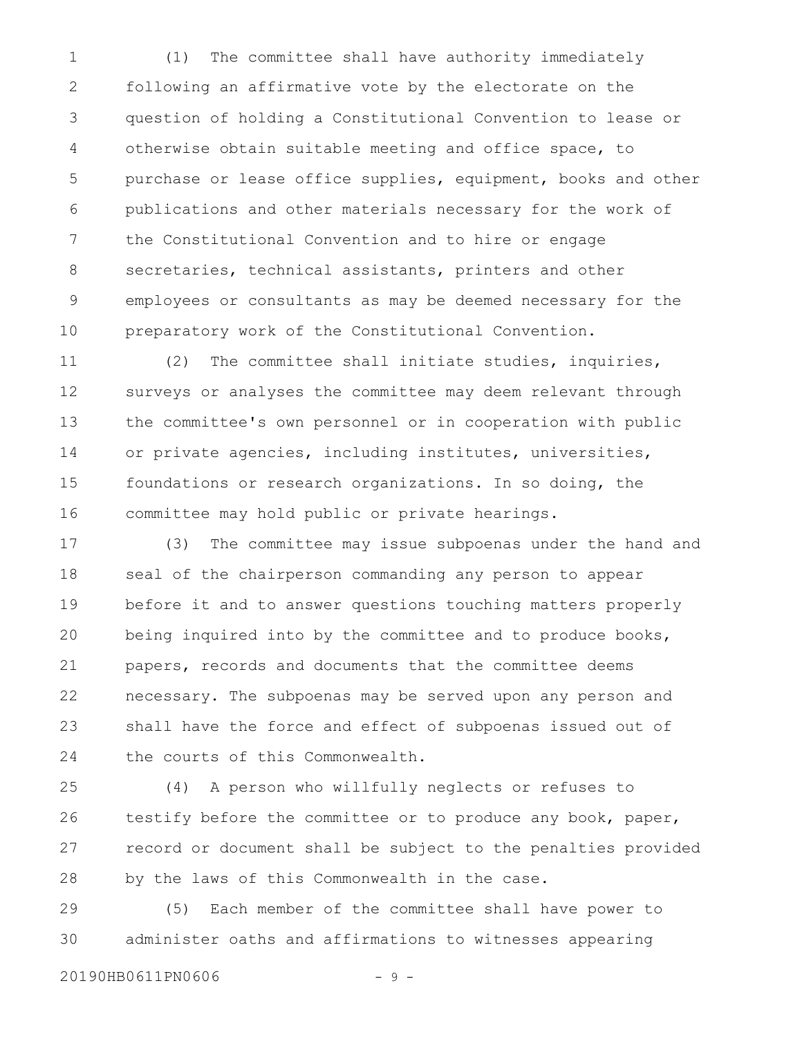(1) The committee shall have authority immediately following an affirmative vote by the electorate on the question of holding a Constitutional Convention to lease or otherwise obtain suitable meeting and office space, to purchase or lease office supplies, equipment, books and other publications and other materials necessary for the work of the Constitutional Convention and to hire or engage secretaries, technical assistants, printers and other employees or consultants as may be deemed necessary for the preparatory work of the Constitutional Convention.

(2) The committee shall initiate studies, inquiries, surveys or analyses the committee may deem relevant through the committee's own personnel or in cooperation with public or private agencies, including institutes, universities, foundations or research organizations. In so doing, the committee may hold public or private hearings.

(3) The committee may issue subpoenas under the hand and seal of the chairperson commanding any person to appear before it and to answer questions touching matters properly being inquired into by the committee and to produce books, papers, records and documents that the committee deems necessary. The subpoenas may be served upon any person and shall have the force and effect of subpoenas issued out of the courts of this Commonwealth.

(4) A person who willfully neglects or refuses to testify before the committee or to produce any book, paper, record or document shall be subject to the penalties provided by the laws of this Commonwealth in the case.

(5) Each member of the committee shall have power to administer oaths and affirmations to witnesses appearing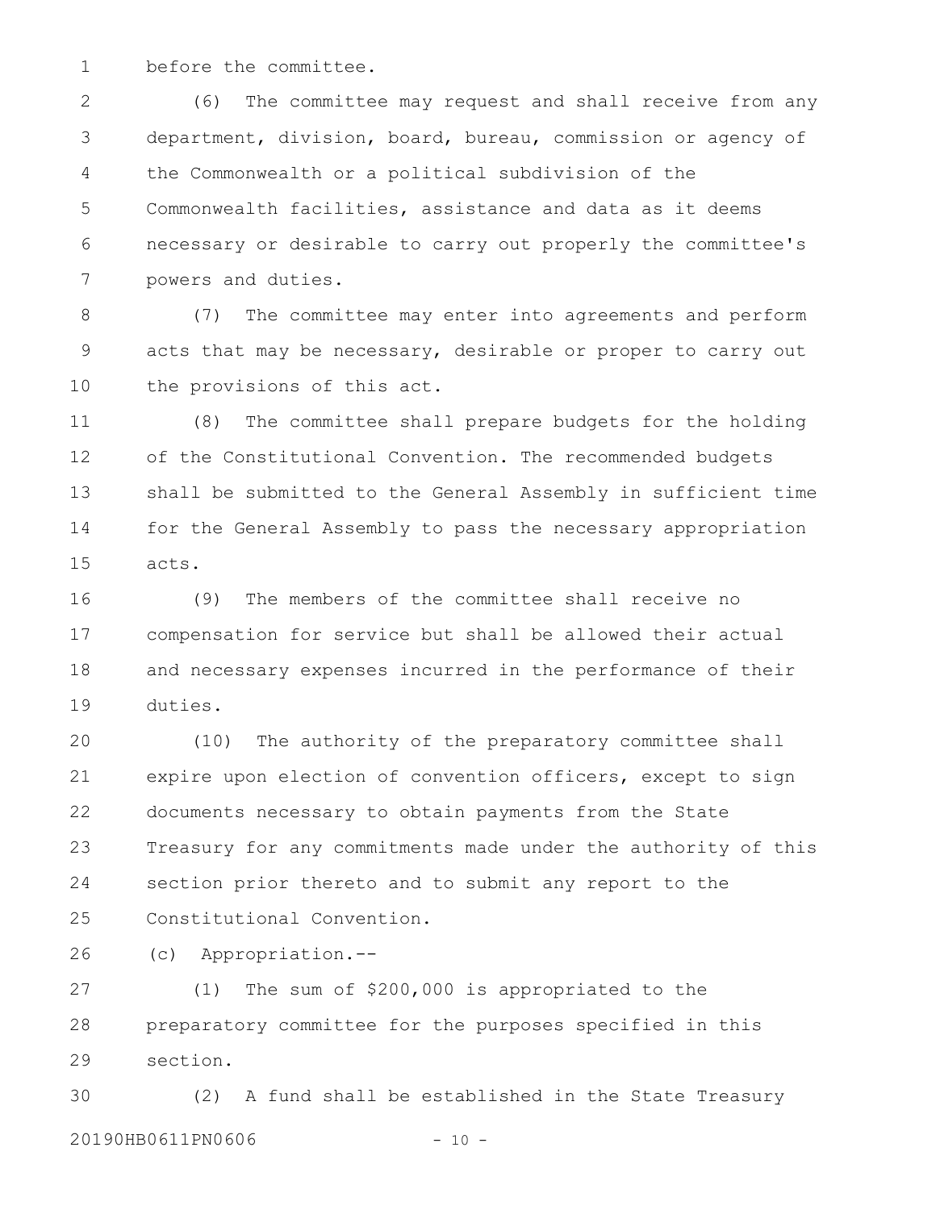before the committee.

(6) The committee may request and shall receive from any department, division, board, bureau, commission or agency of the Commonwealth or a political subdivision of the Commonwealth facilities, assistance and data as it deems necessary or desirable to carry out properly the committee's powers and duties.

(7) The committee may enter into agreements and perform acts that may be necessary, desirable or proper to carry out the provisions of this act.

(8) The committee shall prepare budgets for the holding of the Constitutional Convention. The recommended budgets shall be submitted to the General Assembly in sufficient time for the General Assembly to pass the necessary appropriation acts.

(9) The members of the committee shall receive no compensation for service but shall be allowed their actual and necessary expenses incurred in the performance of their duties.

(10) The authority of the preparatory committee shall expire upon election of convention officers, except to sign documents necessary to obtain payments from the State Treasury for any commitments made under the authority of this section prior thereto and to submit any report to the Constitutional Convention.

(c) Appropriation.--

(1) The sum of $200,000 is appropriated to the preparatory committee for the purposes specified in this section.

(2) A fund shall be established in the State Treasury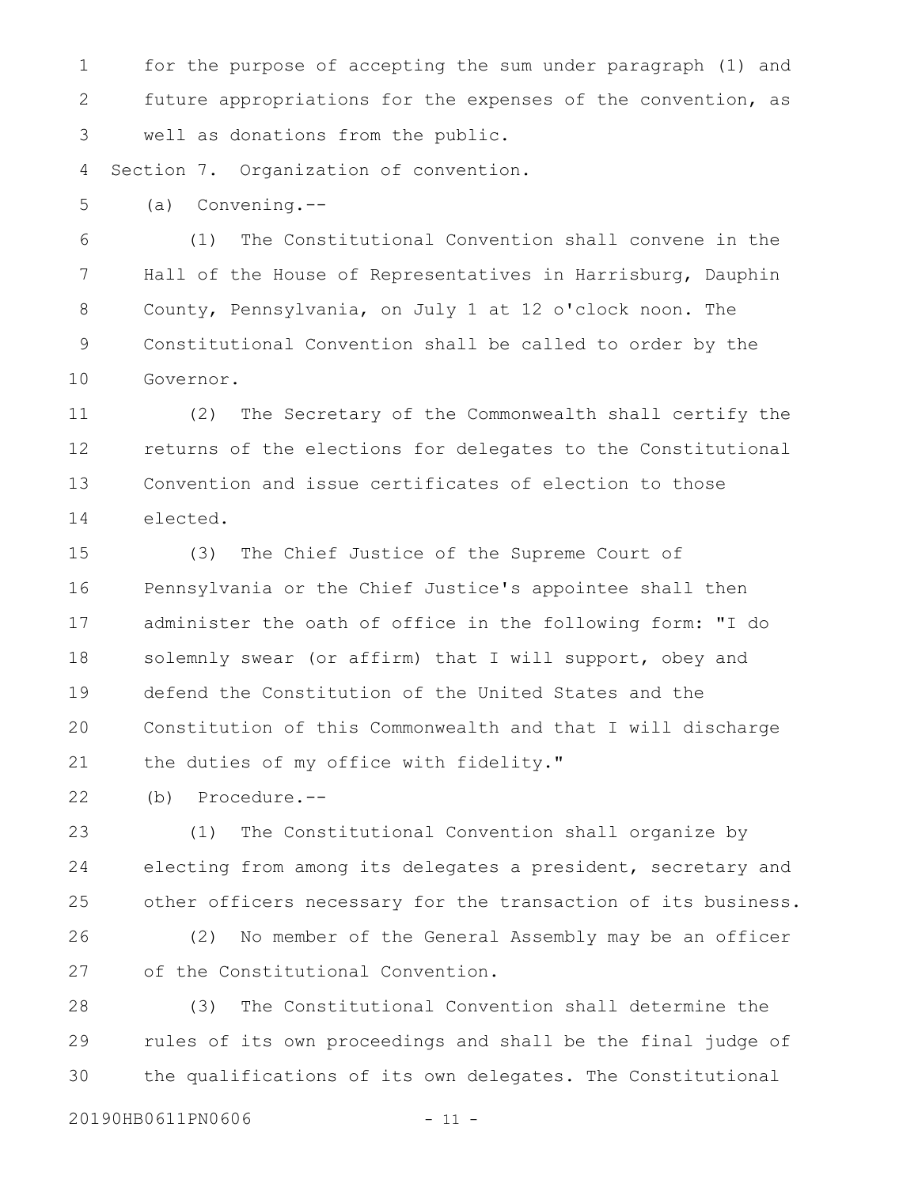for the purpose of accepting the sum under paragraph (1) and future appropriations for the expenses of the convention, as well as donations from the public.

Section 7. Organization of convention.

(a) Convening.--

(1) The Constitutional Convention shall convene in the Hall of the House of Representatives in Harrisburg, Dauphin County, Pennsylvania, on July 1 at 12 o'clock noon. The Constitutional Convention shall be called to order by the Governor.

(2) The Secretary of the Commonwealth shall certify the returns of the elections for delegates to the Constitutional Convention and issue certificates of election to those elected.

(3) The Chief Justice of the Supreme Court of Pennsylvania or the Chief Justice's appointee shall then administer the oath of office in the following form: "I do solemnly swear (or affirm) that I will support, obey and defend the Constitution of the United States and the Constitution of this Commonwealth and that I will discharge the duties of my office with fidelity."

(b) Procedure.--

(1) The Constitutional Convention shall organize by electing from among its delegates a president, secretary and other officers necessary for the transaction of its business.

(2) No member of the General Assembly may be an officer of the Constitutional Convention.

(3) The Constitutional Convention shall determine the rules of its own proceedings and shall be the final judge of the qualifications of its own delegates. The Constitutional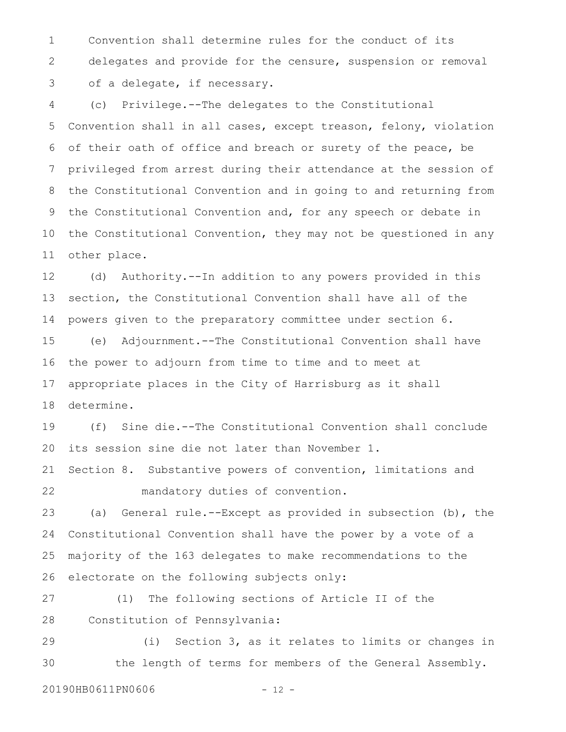Convention shall determine rules for the conduct of its delegates and provide for the censure, suspension or removal of a delegate, if necessary.

(c) Privilege.--The delegates to the Constitutional Convention shall in all cases, except treason, felony, violation of their oath of office and breach or surety of the peace, be privileged from arrest during their attendance at the session of the Constitutional Convention and in going to and returning from the Constitutional Convention and, for any speech or debate in the Constitutional Convention, they may not be questioned in any other place.

(d) Authority.--In addition to any powers provided in this section, the Constitutional Convention shall have all of the powers given to the preparatory committee under section 6.

(e) Adjournment.--The Constitutional Convention shall have the power to adjourn from time to time and to meet at appropriate places in the City of Harrisburg as it shall determine.

(f) Sine die.--The Constitutional Convention shall conclude its session sine die not later than November 1.

Section 8. Substantive powers of convention, limitations and mandatory duties of convention.

(a) General rule.--Except as provided in subsection (b), the Constitutional Convention shall have the power by a vote of a majority of the 163 delegates to make recommendations to the electorate on the following subjects only:

(1) The following sections of Article II of the Constitution of Pennsylvania:

(i) Section 3, as it relates to limits or changes in the length of terms for members of the General Assembly.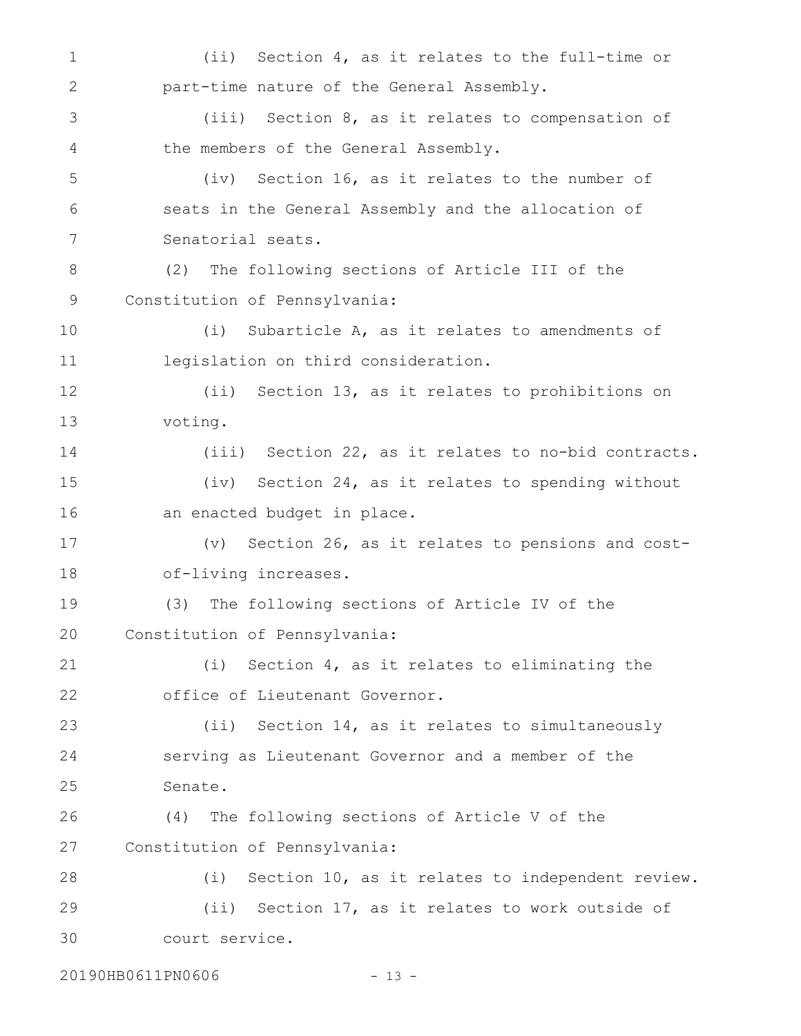(ii) Section 4, as it relates to the full-time or part-time nature of the General Assembly.

(iii) Section 8, as it relates to compensation of the members of the General Assembly.

(iv) Section 16, as it relates to the number of seats in the General Assembly and the allocation of Senatorial seats.

(2) The following sections of Article III of the Constitution of Pennsylvania:

(i) Subarticle A, as it relates to amendments of legislation on third consideration.

(ii) Section 13, as it relates to prohibitions on voting.

(iii) Section 22, as it relates to no-bid contracts.

(iv) Section 24, as it relates to spending without an enacted budget in place.

(v) Section 26, as it relates to pensions and cost-of-living increases.

(3) The following sections of Article IV of the Constitution of Pennsylvania:

(i) Section 4, as it relates to eliminating the office of Lieutenant Governor.

(ii) Section 14, as it relates to simultaneously serving as Lieutenant Governor and a member of the Senate.

(4) The following sections of Article V of the Constitution of Pennsylvania:

(i) Section 10, as it relates to independent review.

(ii) Section 17, as it relates to work outside of court service.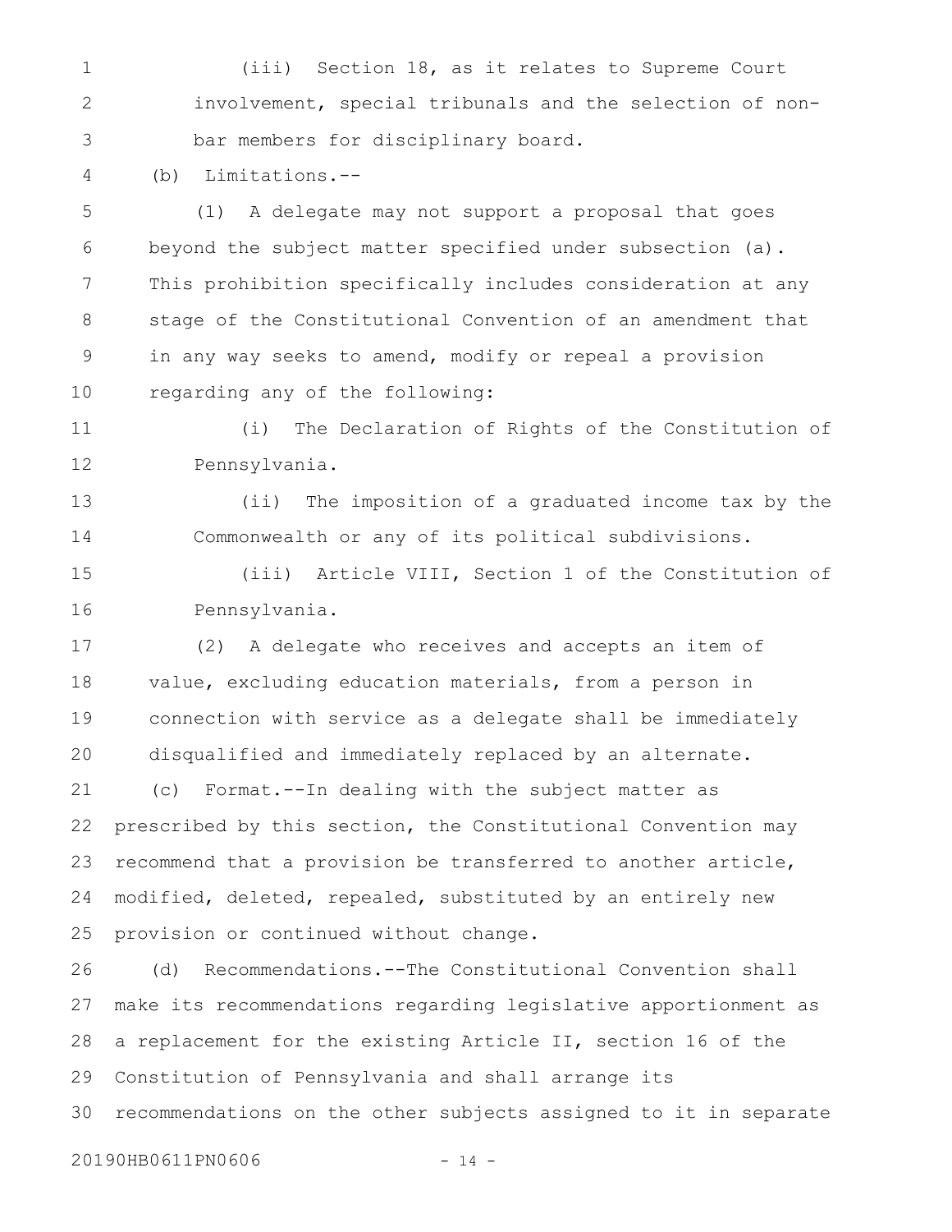(iii) Section 18, as it relates to Supreme Court involvement, special tribunals and the selection of non-bar members for disciplinary board.

(b) Limitations.--

(1) A delegate may not support a proposal that goes beyond the subject matter specified under subsection (a). This prohibition specifically includes consideration at any stage of the Constitutional Convention of an amendment that in any way seeks to amend, modify or repeal a provision regarding any of the following:

(i) The Declaration of Rights of the Constitution of Pennsylvania.

(ii) The imposition of a graduated income tax by the Commonwealth or any of its political subdivisions.

(iii) Article VIII, Section 1 of the Constitution of Pennsylvania.

(2) A delegate who receives and accepts an item of value, excluding education materials, from a person in connection with service as a delegate shall be immediately disqualified and immediately replaced by an alternate.

(c) Format.--In dealing with the subject matter as prescribed by this section, the Constitutional Convention may recommend that a provision be transferred to another article, modified, deleted, repealed, substituted by an entirely new provision or continued without change.

(d) Recommendations.--The Constitutional Convention shall make its recommendations regarding legislative apportionment as a replacement for the existing Article II, section 16 of the Constitution of Pennsylvania and shall arrange its recommendations on the other subjects assigned to it in separate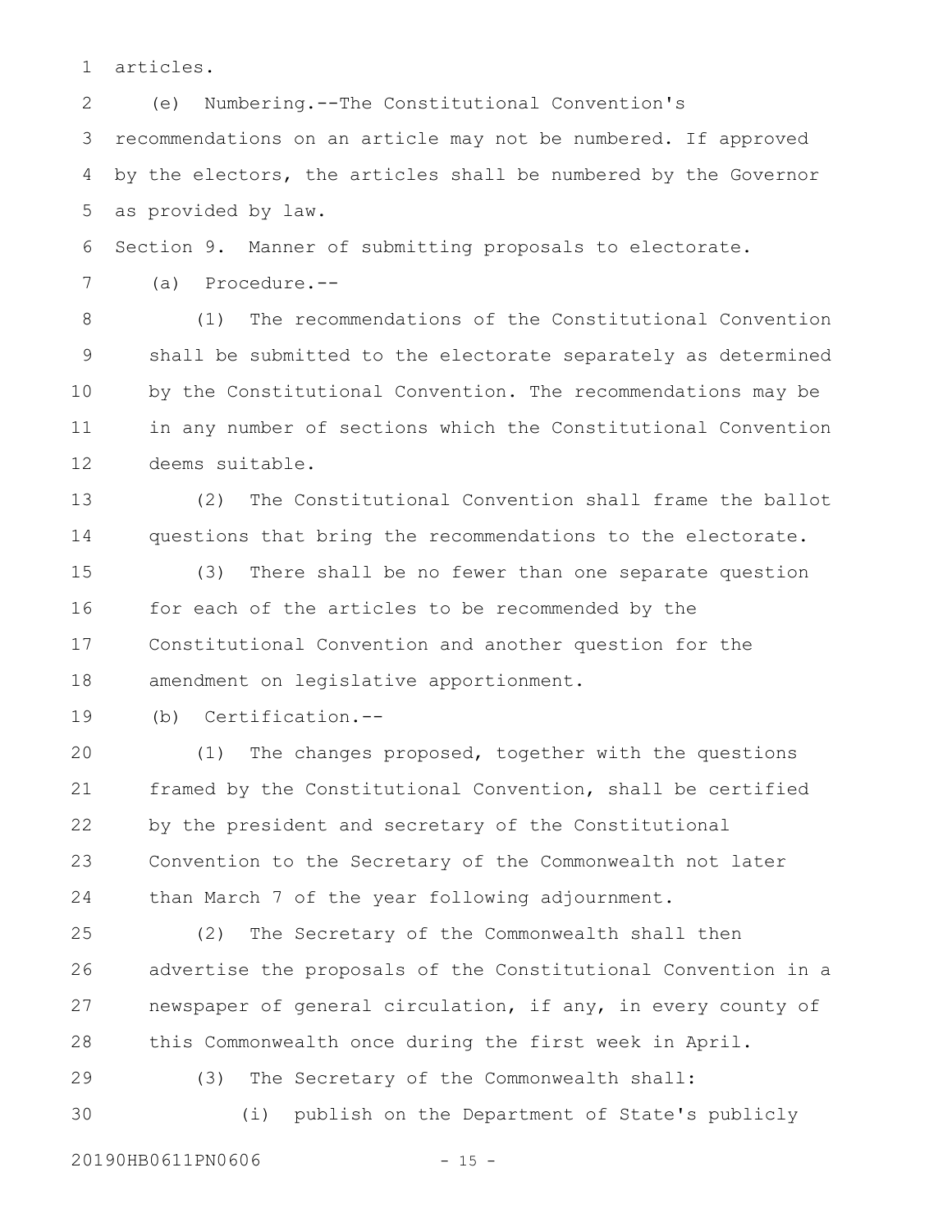articles.

(e) Numbering.--The Constitutional Convention's recommendations on an article may not be numbered. If approved by the electors, the articles shall be numbered by the Governor as provided by law.

Section 9. Manner of submitting proposals to electorate.

(a) Procedure.--

(1) The recommendations of the Constitutional Convention shall be submitted to the electorate separately as determined by the Constitutional Convention. The recommendations may be in any number of sections which the Constitutional Convention deems suitable.

(2) The Constitutional Convention shall frame the ballot questions that bring the recommendations to the electorate.

(3) There shall be no fewer than one separate question for each of the articles to be recommended by the Constitutional Convention and another question for the amendment on legislative apportionment.

(b) Certification.--

(1) The changes proposed, together with the questions framed by the Constitutional Convention, shall be certified by the president and secretary of the Constitutional Convention to the Secretary of the Commonwealth not later than March 7 of the year following adjournment.

(2) The Secretary of the Commonwealth shall then advertise the proposals of the Constitutional Convention in a newspaper of general circulation, if any, in every county of this Commonwealth once during the first week in April.

(3) The Secretary of the Commonwealth shall:

(i) publish on the Department of State's publicly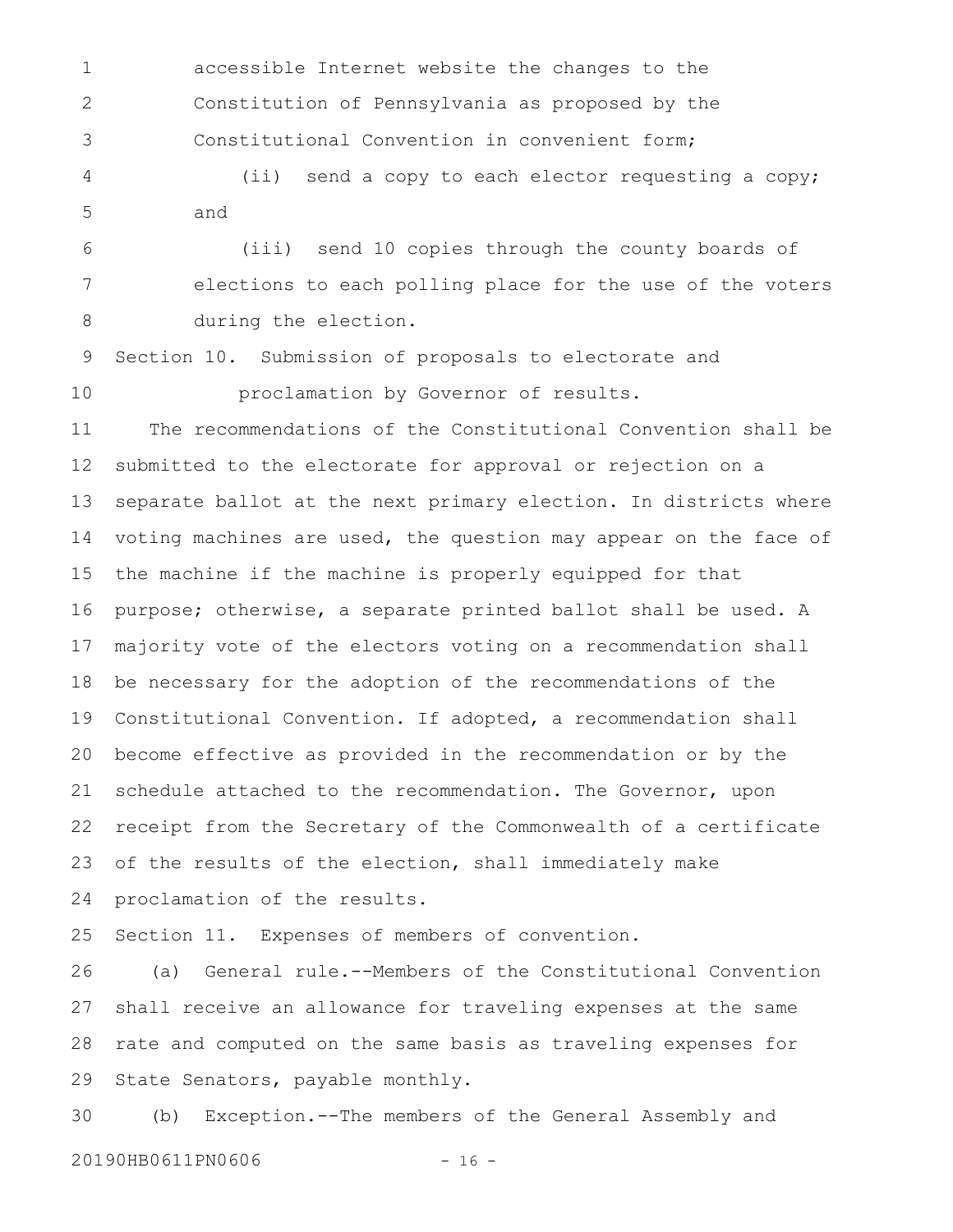accessible Internet website the changes to the Constitution of Pennsylvania as proposed by the Constitutional Convention in convenient form;

(ii) send a copy to each elector requesting a copy; and

(iii) send 10 copies through the county boards of elections to each polling place for the use of the voters during the election.

Section 10. Submission of proposals to electorate and proclamation by Governor of results.

The recommendations of the Constitutional Convention shall be submitted to the electorate for approval or rejection on a separate ballot at the next primary election. In districts where voting machines are used, the question may appear on the face of the machine if the machine is properly equipped for that purpose; otherwise, a separate printed ballot shall be used. A majority vote of the electors voting on a recommendation shall be necessary for the adoption of the recommendations of the Constitutional Convention. If adopted, a recommendation shall become effective as provided in the recommendation or by the schedule attached to the recommendation. The Governor, upon receipt from the Secretary of the Commonwealth of a certificate of the results of the election, shall immediately make proclamation of the results.

Section 11. Expenses of members of convention.

(a) General rule.--Members of the Constitutional Convention shall receive an allowance for traveling expenses at the same rate and computed on the same basis as traveling expenses for State Senators, payable monthly.

(b) Exception.--The members of the General Assembly and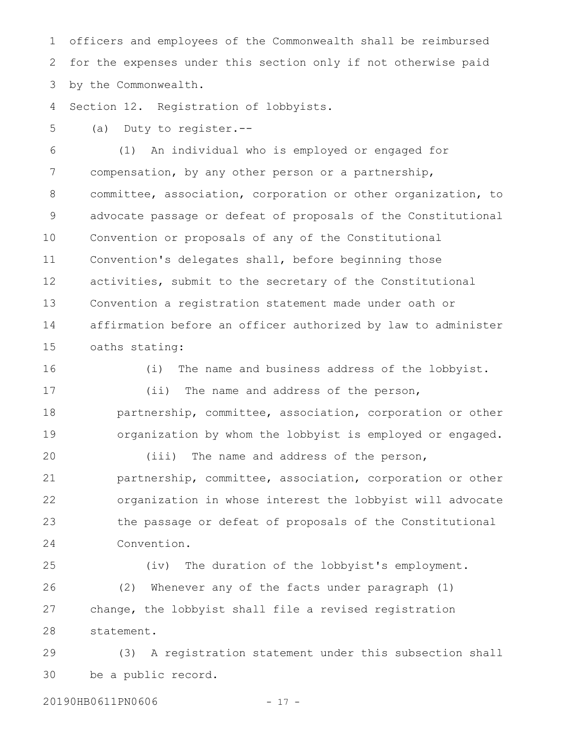officers and employees of the Commonwealth shall be reimbursed for the expenses under this section only if not otherwise paid by the Commonwealth.

Section 12. Registration of lobbyists.

(a) Duty to register.--

(1) An individual who is employed or engaged for compensation, by any other person or a partnership, committee, association, corporation or other organization, to advocate passage or defeat of proposals of the Constitutional Convention or proposals of any of the Constitutional Convention's delegates shall, before beginning those activities, submit to the secretary of the Constitutional Convention a registration statement made under oath or affirmation before an officer authorized by law to administer oaths stating:

(i) The name and business address of the lobbyist.

(ii) The name and address of the person, partnership, committee, association, corporation or other organization by whom the lobbyist is employed or engaged.

(iii) The name and address of the person, partnership, committee, association, corporation or other organization in whose interest the lobbyist will advocate the passage or defeat of proposals of the Constitutional Convention.

(iv) The duration of the lobbyist's employment.

(2) Whenever any of the facts under paragraph (1) change, the lobbyist shall file a revised registration statement.

(3) A registration statement under this subsection shall be a public record.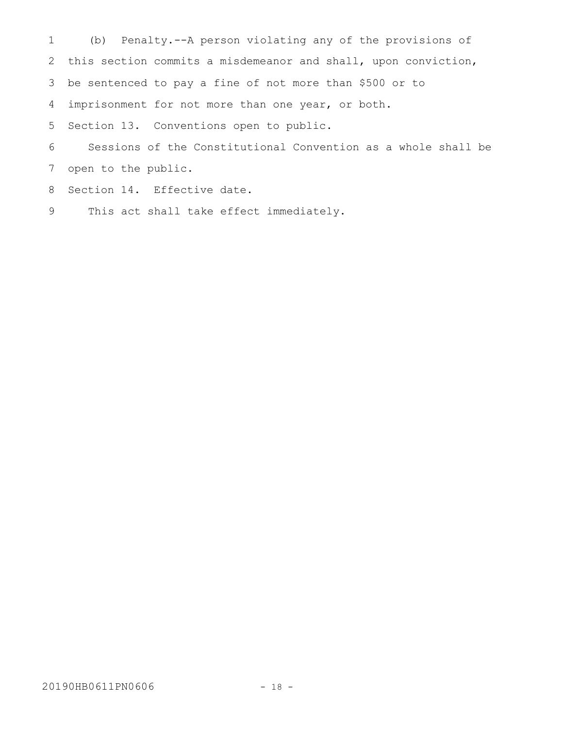(b) Penalty.--A person violating any of the provisions of this section commits a misdemeanor and shall, upon conviction, be sentenced to pay a fine of not more than $500 or to imprisonment for not more than one year, or both.

Section 13. Conventions open to public.

Sessions of the Constitutional Convention as a whole shall be open to the public.

Section 14. Effective date.

This act shall take effect immediately.